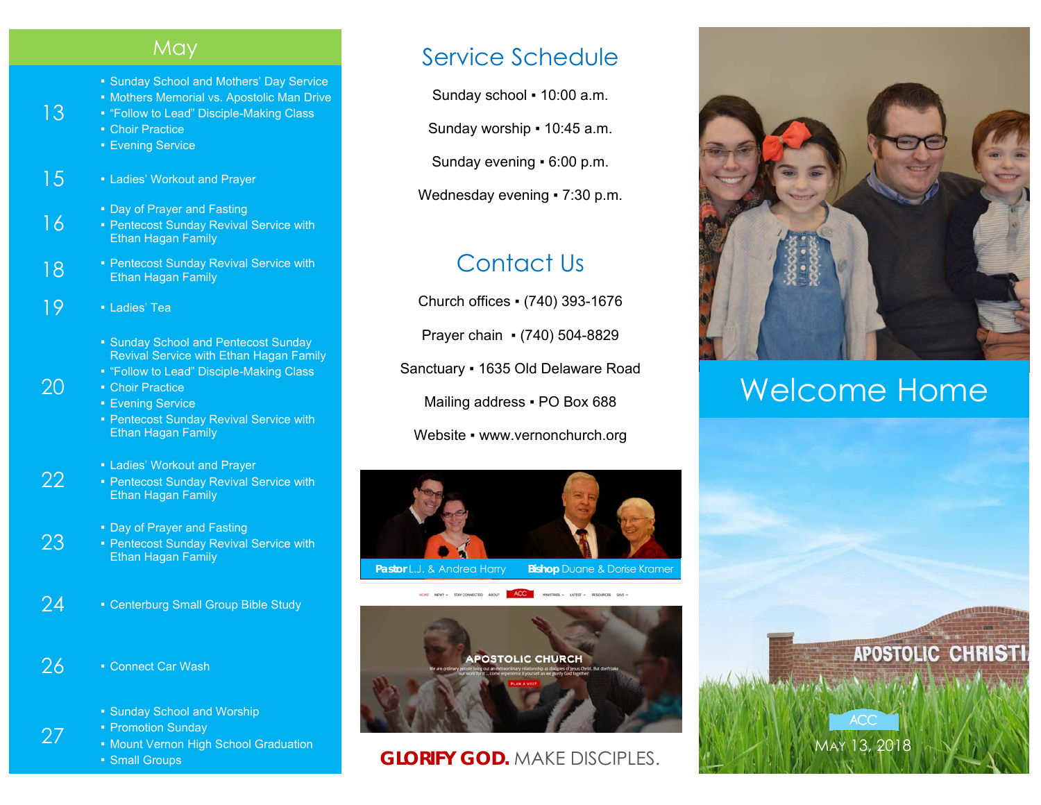## May

| Date | Events |
|---|---|
| 13 | ▪ Sunday School and Mothers' Day Service<br>▪ Mothers Memorial vs. Apostolic Man Drive<br>▪ "Follow to Lead" Disciple-Making Class<br>▪ Choir Practice<br>▪ Evening Service |
| 15 | ▪ Ladies' Workout and Prayer |
| 16 | ▪ Day of Prayer and Fasting<br>▪ Pentecost Sunday Revival Service with Ethan Hagan Family |
| 18 | ▪ Pentecost Sunday Revival Service with Ethan Hagan Family |
| 19 | ▪ Ladies' Tea |
| 20 | ▪ Sunday School and Pentecost Sunday Revival Service with Ethan Hagan Family<br>▪ "Follow to Lead" Disciple-Making Class<br>▪ Choir Practice<br>▪ Evening Service<br>▪ Pentecost Sunday Revival Service with Ethan Hagan Family |
| 22 | ▪ Ladies' Workout and Prayer<br>▪ Pentecost Sunday Revival Service with Ethan Hagan Family |
| 23 | ▪ Day of Prayer and Fasting<br>▪ Pentecost Sunday Revival Service with Ethan Hagan Family |
| 24 | ▪ Centerburg Small Group Bible Study |
| 26 | ▪ Connect Car Wash |
| 27 | ▪ Sunday School and Worship<br>▪ Promotion Sunday<br>▪ Mount Vernon High School Graduation<br>▪ Small Groups |

## Service Schedule

Sunday school ▪ 10:00 a.m.

Sunday worship ▪ 10:45 a.m.

Sunday evening ▪ 6:00 p.m.

Wednesday evening ▪ 7:30 p.m.

## Contact Us

Church offices ▪ (740) 393-1676

Prayer chain ▪ (740) 504-8829

Sanctuary ▪ 1635 Old Delaware Road

Mailing address ▪ PO Box 688

Website ▪ www.vernonchurch.org

**Pastor** L.J. & Andrea Harry **Bishop** Duane & Dorise Kramer

**GLORIFY GOD.** MAKE DISCIPLES.

# Welcome Home

ACC

May 13, 2018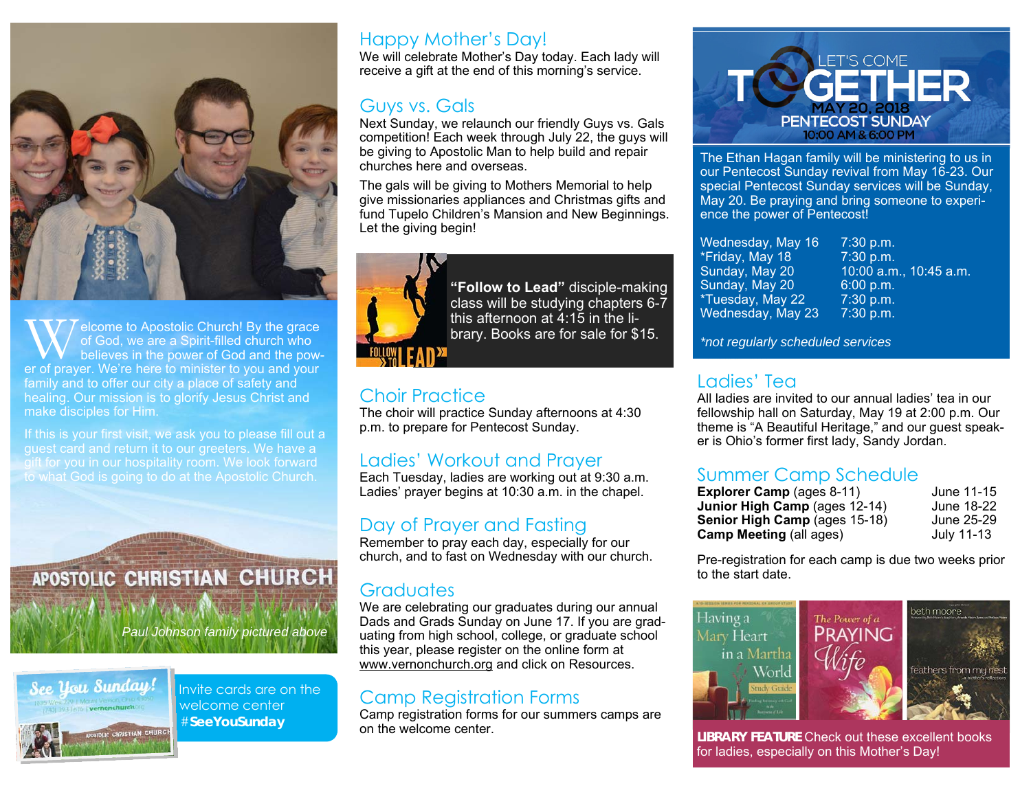Welcome to Apostolic Church! By the grace of God, we are a Spirit-filled church who believes in the power of God and the power of prayer. We're here to minister to you and your family and to offer our city a place of safety and healing. Our mission is to glorify Jesus Christ and make disciples for Him.

If this is your first visit, we ask you to please fill out a guest card and return it to our greeters. We have a gift for you in our hospitality room. We look forward to what God is going to do at the Apostolic Church.

APOSTOLIC CHRISTIAN CHURCH

*Paul Johnson family pictured above*

See You Sunday!

Invite cards are on the welcome center **#SeeYouSunday**

## Happy Mother's Day!

We will celebrate Mother's Day today. Each lady will receive a gift at the end of this morning's service.

## Guys vs. Gals

Next Sunday, we relaunch our friendly Guys vs. Gals competition! Each week through July 22, the guys will be giving to Apostolic Man to help build and repair churches here and overseas.

The gals will be giving to Mothers Memorial to help give missionaries appliances and Christmas gifts and fund Tupelo Children's Mansion and New Beginnings. Let the giving begin!

**"Follow to Lead"** disciple-making class will be studying chapters 6-7 this afternoon at 4:15 in the library. Books are for sale for $15.

## Choir Practice

The choir will practice Sunday afternoons at 4:30 p.m. to prepare for Pentecost Sunday.

## Ladies' Workout and Prayer

Each Tuesday, ladies are working out at 9:30 a.m. Ladies' prayer begins at 10:30 a.m. in the chapel.

## Day of Prayer and Fasting

Remember to pray each day, especially for our church, and to fast on Wednesday with our church.

## Graduates

We are celebrating our graduates during our annual Dads and Grads Sunday on June 17. If you are graduating from high school, college, or graduate school this year, please register on the online form at www.vernonchurch.org and click on Resources.

## Camp Registration Forms

Camp registration forms for our summers camps are on the welcome center.

## LET'S COME TOGETHER

MAY 20, 2018
PENTECOST SUNDAY
10:00 AM & 6:00 PM

The Ethan Hagan family will be ministering to us in our Pentecost Sunday revival from May 16-23. Our special Pentecost Sunday services will be Sunday, May 20. Be praying and bring someone to experience the power of Pentecost!

| | |
|---|---|
| Wednesday, May 16 | 7:30 p.m. |
| *Friday, May 18 | 7:30 p.m. |
| Sunday, May 20 | 10:00 a.m., 10:45 a.m. |
| Sunday, May 20 | 6:00 p.m. |
| *Tuesday, May 22 | 7:30 p.m. |
| Wednesday, May 23 | 7:30 p.m. |

*\*not regularly scheduled services*

## Ladies' Tea

All ladies are invited to our annual ladies' tea in our fellowship hall on Saturday, May 19 at 2:00 p.m. Our theme is "A Beautiful Heritage," and our guest speaker is Ohio's former first lady, Sandy Jordan.

## Summer Camp Schedule

| | |
|---|---|
| **Explorer Camp** (ages 8-11) | June 11-15 |
| **Junior High Camp** (ages 12-14) | June 18-22 |
| **Senior High Camp** (ages 15-18) | June 25-29 |
| **Camp Meeting** (all ages) | July 11-13 |

Pre-registration for each camp is due two weeks prior to the start date.

**LIBRARY FEATURE** Check out these excellent books for ladies, especially on this Mother's Day!